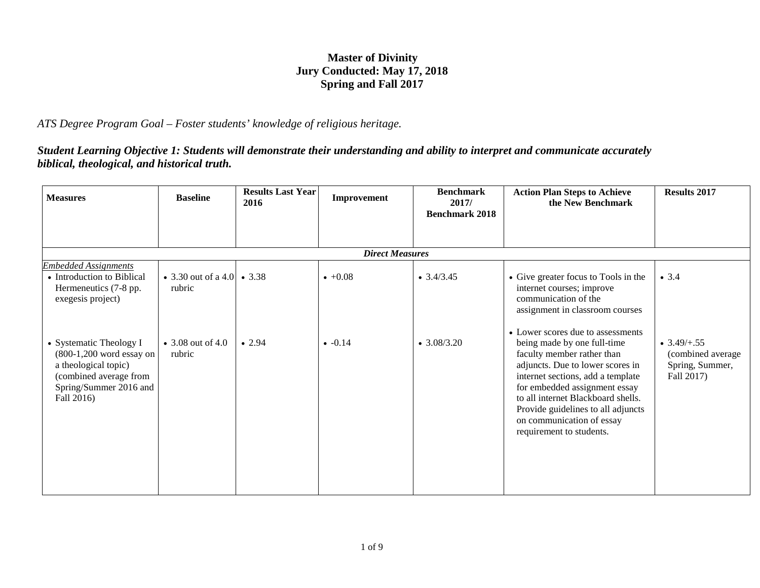# Master of Divinity
## Jury Conducted: May 17, 2018
## Spring and Fall 2017

*ATS Degree Program Goal – Foster students' knowledge of religious heritage.*

***Student Learning Objective 1: Students will demonstrate their understanding and ability to interpret and communicate accurately biblical, theological, and historical truth.***

| Measures | Baseline | Results Last Year 2016 | Improvement | Benchmark 2017/ Benchmark 2018 | Action Plan Steps to Achieve the New Benchmark | Results 2017 |
|---|---|---|---|---|---|---|
| ***Direct Measures*** | | | | | | |
| *Embedded Assignments* | | | | | | |
| • Introduction to Biblical Hermeneutics (7-8 pp. exegesis project) | • 3.30 out of a 4.0 rubric | • 3.38 | • +0.08 | • 3.4/3.45 | • Give greater focus to Tools in the internet courses; improve communication of the assignment in classroom courses | • 3.4 |
| • Systematic Theology I (800-1,200 word essay on a theological topic) (combined average from Spring/Summer 2016 and Fall 2016) | • 3.08 out of 4.0 rubric | • 2.94 | • -0.14 | • 3.08/3.20 | • Lower scores due to assessments being made by one full-time faculty member rather than adjuncts. Due to lower scores in internet sections, add a template for embedded assignment essay to all internet Blackboard shells. Provide guidelines to all adjuncts on communication of essay requirement to students. | • 3.49/+.55 (combined average Spring, Summer, Fall 2017) |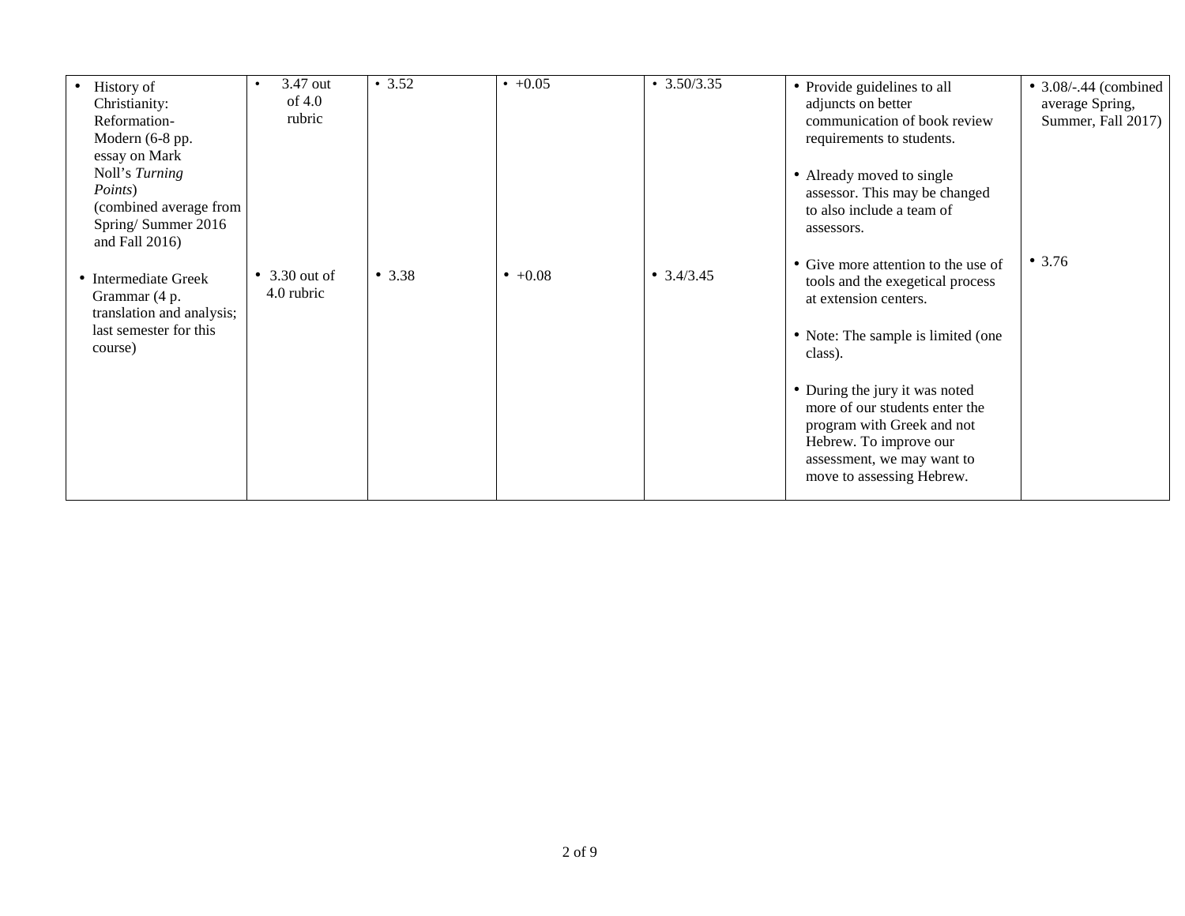| | | | | | | |
|---|---|---|---|---|---|---|
| • History of Christianity: Reformation-Modern (6-8 pp. essay on Mark Noll's *Turning Points*) (combined average from Spring/ Summer 2016 and Fall 2016)<br><br>• Intermediate Greek Grammar (4 p. translation and analysis; last semester for this course) | • 3.47 out of 4.0 rubric<br><br>• 3.30 out of 4.0 rubric | • 3.52<br><br>• 3.38 | • +0.05<br><br>• +0.08 | • 3.50/3.35<br><br>• 3.4/3.45 | • Provide guidelines to all adjuncts on better communication of book review requirements to students.<br><br>• Already moved to single assessor. This may be changed to also include a team of assessors.<br><br>• Give more attention to the use of tools and the exegetical process at extension centers.<br><br>• Note: The sample is limited (one class).<br><br>• During the jury it was noted more of our students enter the program with Greek and not Hebrew. To improve our assessment, we may want to move to assessing Hebrew. | • 3.08/-.44 (combined average Spring, Summer, Fall 2017)<br><br>• 3.76 |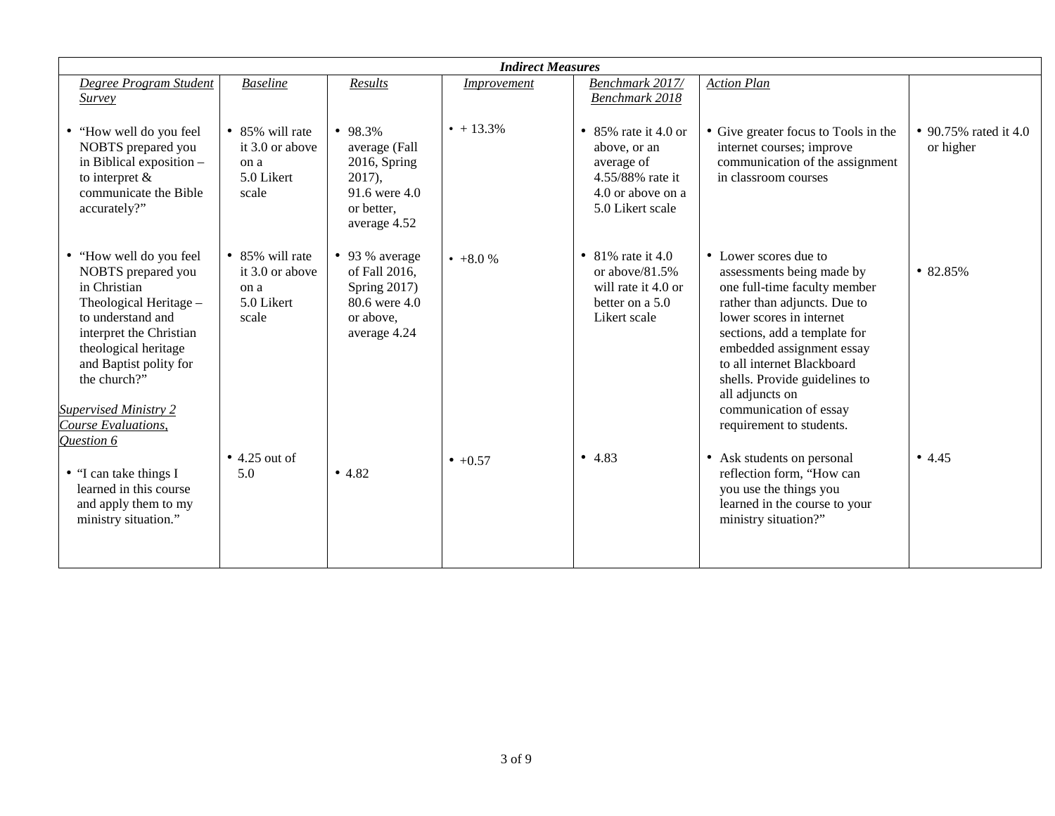| *Indirect Measures* | | | | | | |
|---|---|---|---|---|---|---|
| *Degree Program Student Survey* | *Baseline* | *Results* | *Improvement* | *Benchmark 2017/ Benchmark 2018* | *Action Plan* | |
| • "How well do you feel NOBTS prepared you in Biblical exposition – to interpret & communicate the Bible accurately?" | • 85% will rate it 3.0 or above on a 5.0 Likert scale | • 98.3% average (Fall 2016, Spring 2017), 91.6 were 4.0 or better, average 4.52 | • + 13.3% | • 85% rate it 4.0 or above, or an average of 4.55/88% rate it 4.0 or above on a 5.0 Likert scale | • Give greater focus to Tools in the internet courses; improve communication of the assignment in classroom courses | • 90.75% rated it 4.0 or higher |
| • "How well do you feel NOBTS prepared you in Christian Theological Heritage – to understand and interpret the Christian theological heritage and Baptist polity for the church?" | • 85% will rate it 3.0 or above on a 5.0 Likert scale | • 93 % average of Fall 2016, Spring 2017) 80.6 were 4.0 or above, average 4.24 | • +8.0 % | • 81% rate it 4.0 or above/81.5% will rate it 4.0 or better on a 5.0 Likert scale | • Lower scores due to assessments being made by one full-time faculty member rather than adjuncts. Due to lower scores in internet sections, add a template for embedded assignment essay to all internet Blackboard shells. Provide guidelines to all adjuncts on communication of essay requirement to students. | • 82.85% |
| *Supervised Ministry 2 Course Evaluations, Question 6* | | | | | | |
| • "I can take things I learned in this course and apply them to my ministry situation." | • 4.25 out of 5.0 | • 4.82 | • +0.57 | • 4.83 | • Ask students on personal reflection form, "How can you use the things you learned in the course to your ministry situation?" | • 4.45 |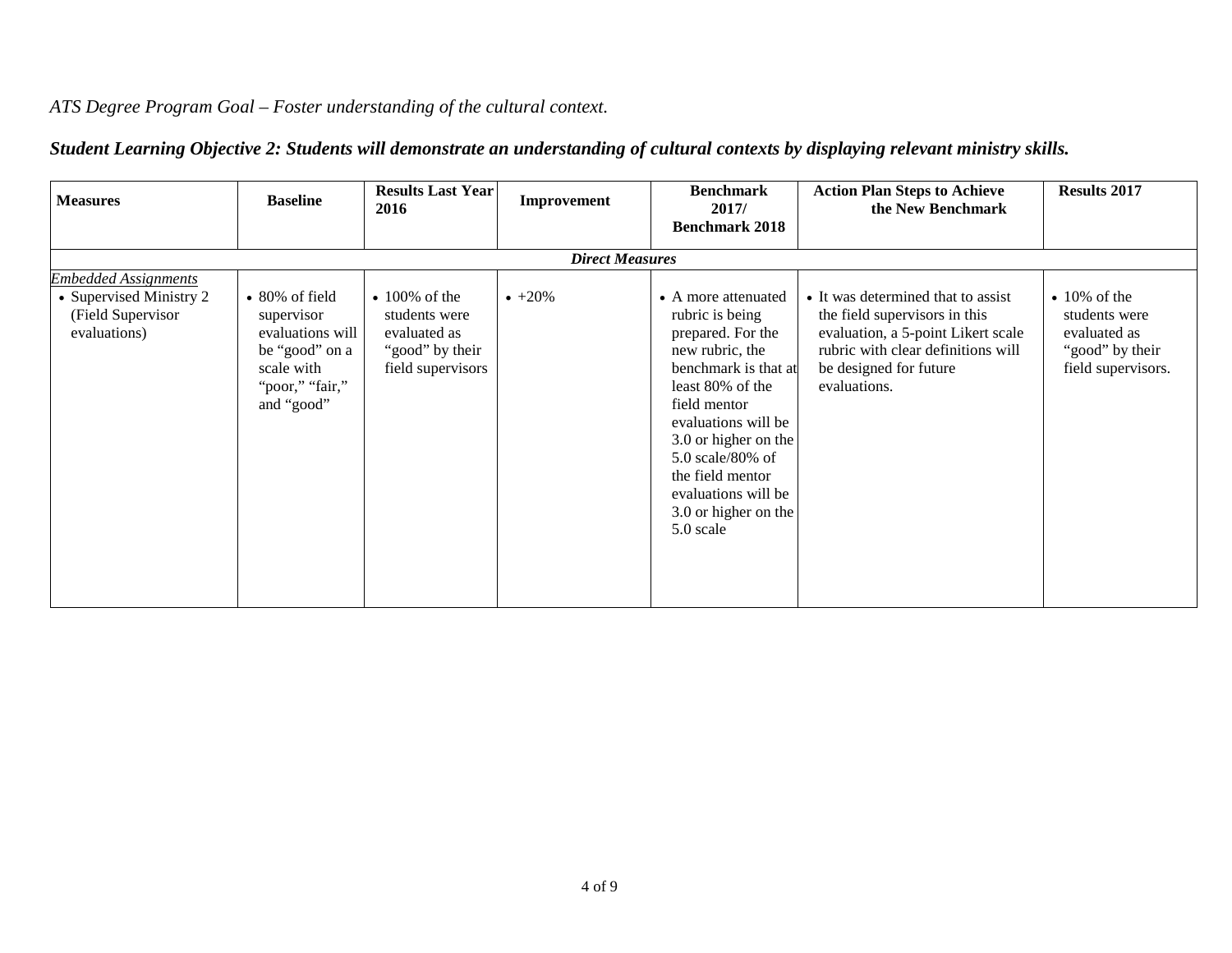*ATS Degree Program Goal – Foster understanding of the cultural context.*

***Student Learning Objective 2: Students will demonstrate an understanding of cultural contexts by displaying relevant ministry skills.***

| **Measures** | **Baseline** | **Results Last Year 2016** | **Improvement** | **Benchmark 2017/ Benchmark 2018** | **Action Plan Steps to Achieve the New Benchmark** | **Results 2017** |
|---|---|---|---|---|---|---|
| | | | ***Direct Measures*** | | | |
| Embedded Assignments<br>• Supervised Ministry 2 (Field Supervisor evaluations) | • 80% of field supervisor evaluations will be “good” on a scale with “poor,” “fair,” and “good” | • 100% of the students were evaluated as “good” by their field supervisors | • +20% | • A more attenuated rubric is being prepared. For the new rubric, the benchmark is that at least 80% of the field mentor evaluations will be 3.0 or higher on the 5.0 scale/80% of the field mentor evaluations will be 3.0 or higher on the 5.0 scale | • It was determined that to assist the field supervisors in this evaluation, a 5-point Likert scale rubric with clear definitions will be designed for future evaluations. | • 10% of the students were evaluated as “good” by their field supervisors. |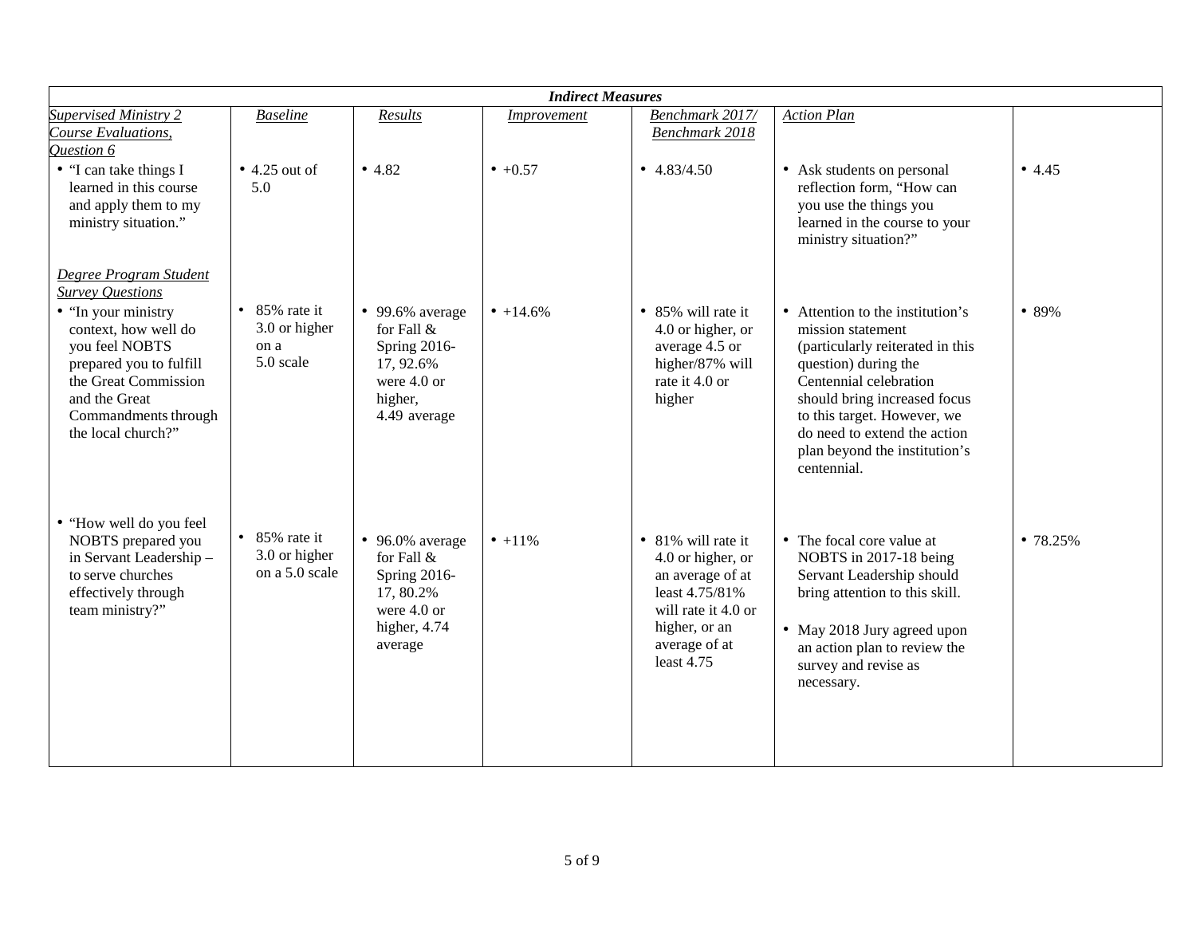| *Indirect Measures* | | | | | | |
|---|---|---|---|---|---|---|
| *Supervised Ministry 2 Course Evaluations, Question 6* | *Baseline* | *Results* | *Improvement* | *Benchmark 2017/ Benchmark 2018* | *Action Plan* | |
| • "I can take things I learned in this course and apply them to my ministry situation." | • 4.25 out of 5.0 | • 4.82 | • +0.57 | • 4.83/4.50 | • Ask students on personal reflection form, "How can you use the things you learned in the course to your ministry situation?" | • 4.45 |
| *Degree Program Student Survey Questions* | | | | | | |
| • "In your ministry context, how well do you feel NOBTS prepared you to fulfill the Great Commission and the Great Commandments through the local church?" | • 85% rate it 3.0 or higher on a 5.0 scale | • 99.6% average for Fall & Spring 2016-17, 92.6% were 4.0 or higher, 4.49 average | • +14.6% | • 85% will rate it 4.0 or higher, or average 4.5 or higher/87% will rate it 4.0 or higher | • Attention to the institution's mission statement (particularly reiterated in this question) during the Centennial celebration should bring increased focus to this target. However, we do need to extend the action plan beyond the institution's centennial. | • 89% |
| • "How well do you feel NOBTS prepared you in Servant Leadership – to serve churches effectively through team ministry?" | • 85% rate it 3.0 or higher on a 5.0 scale | • 96.0% average for Fall & Spring 2016-17, 80.2% were 4.0 or higher, 4.74 average | • +11% | • 81% will rate it 4.0 or higher, or an average of at least 4.75/81% will rate it 4.0 or higher, or an average of at least 4.75 | • The focal core value at NOBTS in 2017-18 being Servant Leadership should bring attention to this skill.<br>• May 2018 Jury agreed upon an action plan to review the survey and revise as necessary. | • 78.25% |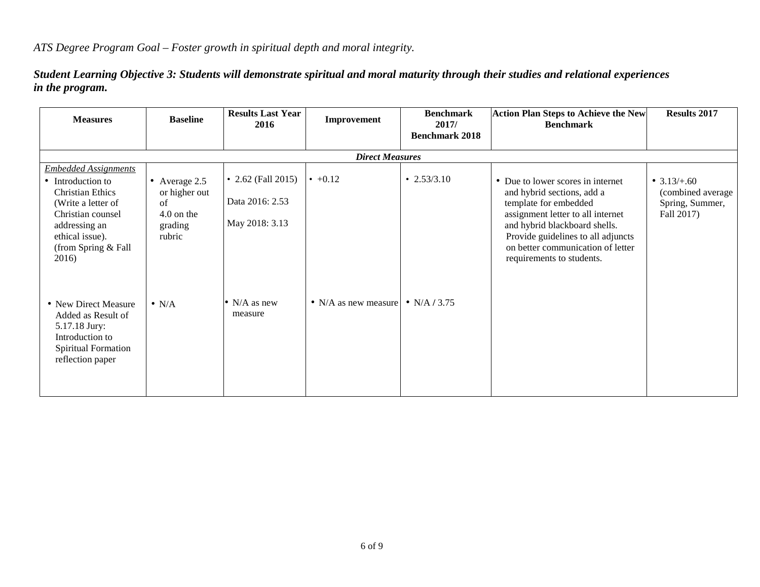*ATS Degree Program Goal – Foster growth in spiritual depth and moral integrity.*

***Student Learning Objective 3: Students will demonstrate spiritual and moral maturity through their studies and relational experiences in the program.***

| Measures | Baseline | Results Last Year 2016 | Improvement | Benchmark 2017/ Benchmark 2018 | Action Plan Steps to Achieve the New Benchmark | Results 2017 |
|---|---|---|---|---|---|---|
| ***Direct Measures*** | | | | | | |
| *Embedded Assignments*<br>• Introduction to Christian Ethics (Write a letter of Christian counsel addressing an ethical issue). (from Spring & Fall 2016) | • Average 2.5 or higher out of 4.0 on the grading rubric | • 2.62 (Fall 2015)<br>Data 2016: 2.53<br>May 2018: 3.13 | • +0.12 | • 2.53/3.10 | • Due to lower scores in internet and hybrid sections, add a template for embedded assignment letter to all internet and hybrid blackboard shells. Provide guidelines to all adjuncts on better communication of letter requirements to students. | • 3.13/+.60 (combined average Spring, Summer, Fall 2017) |
| • New Direct Measure Added as Result of 5.17.18 Jury: Introduction to Spiritual Formation reflection paper | • N/A | • N/A as new measure | • N/A as new measure | • N/A / 3.75 | | |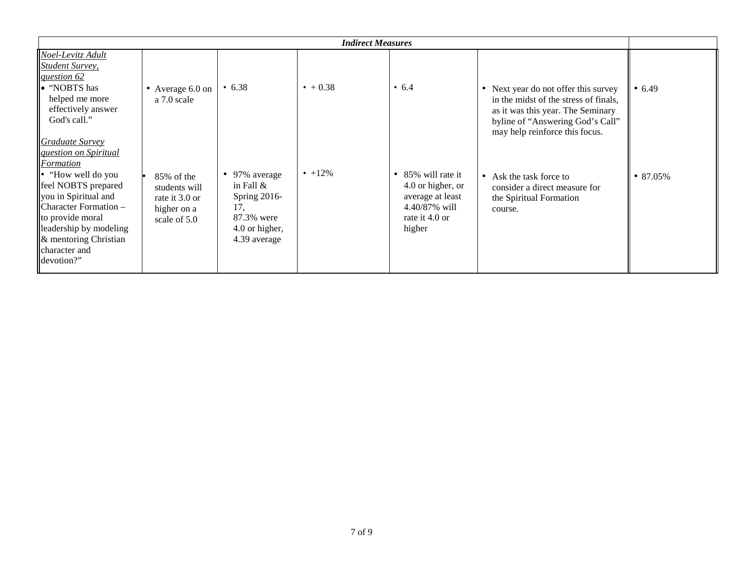| *Indirect Measures* | | | | | | |
|---|---|---|---|---|---|---|
| *Noel-Levitz Adult Student Survey, question 62*<br>• "NOBTS has helped me more effectively answer God's call." | • Average 6.0 on a 7.0 scale | • 6.38 | • + 0.38 | • 6.4 | • Next year do not offer this survey in the midst of the stress of finals, as it was this year. The Seminary byline of "Answering God's Call" may help reinforce this focus. | • 6.49 |
| *Graduate Survey question on Spiritual Formation*<br>• "How well do you feel NOBTS prepared you in Spiritual and Character Formation – to provide moral leadership by modeling & mentoring Christian character and devotion?" | • 85% of the students will rate it 3.0 or higher on a scale of 5.0 | • 97% average in Fall & Spring 2016-17, 87.3% were 4.0 or higher, 4.39 average | • +12% | • 85% will rate it 4.0 or higher, or average at least 4.40/87% will rate it 4.0 or higher | • Ask the task force to consider a direct measure for the Spiritual Formation course. | • 87.05% |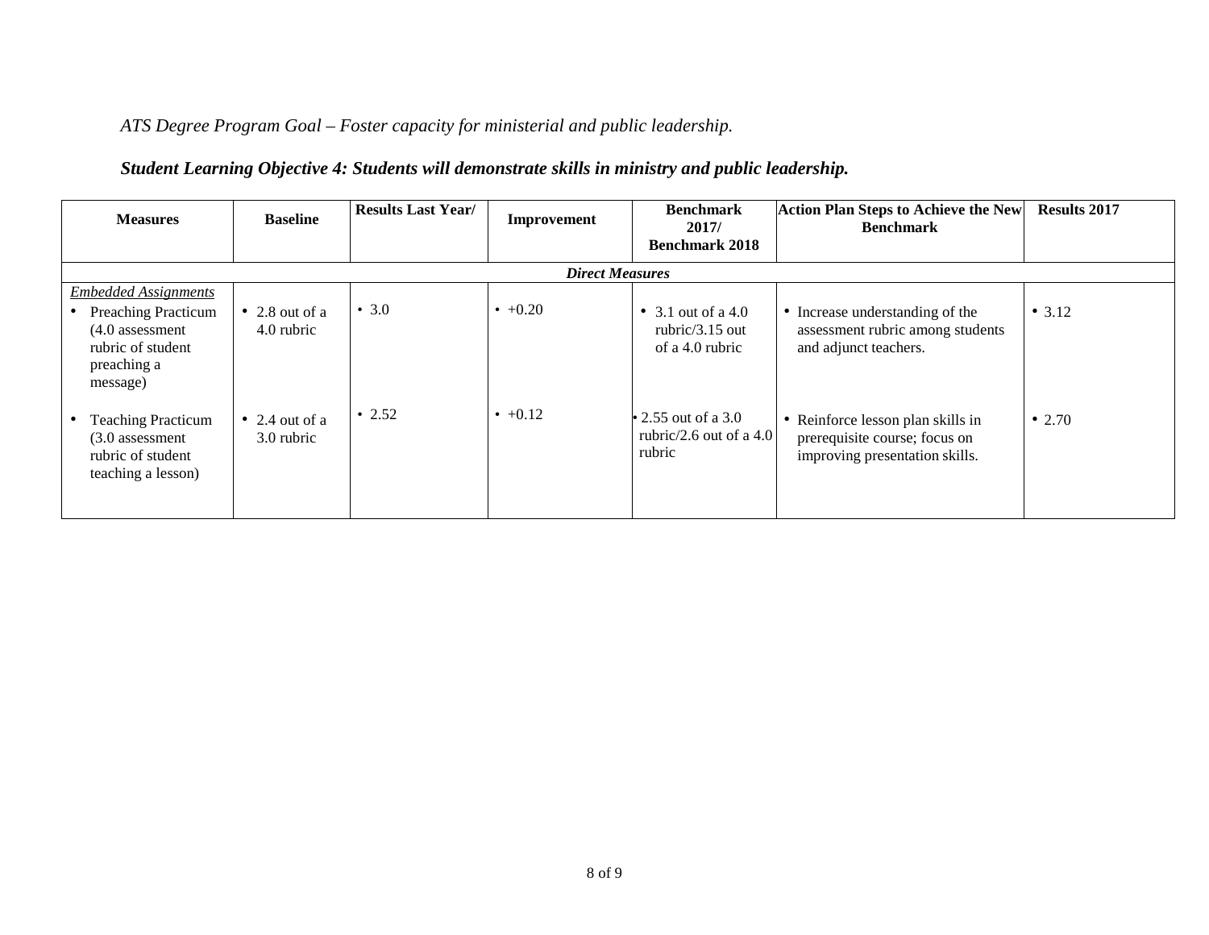*ATS Degree Program Goal – Foster capacity for ministerial and public leadership.*

***Student Learning Objective 4: Students will demonstrate skills in ministry and public leadership.***

| Measures | Baseline | Results Last Year/ | Improvement | Benchmark 2017/ Benchmark 2018 | Action Plan Steps to Achieve the New Benchmark | Results 2017 |
|---|---|---|---|---|---|---|
| ***Direct Measures*** | | | | | | |
| <u>*Embedded Assignments*</u><br>• Preaching Practicum (4.0 assessment rubric of student preaching a message) | • 2.8 out of a 4.0 rubric | • 3.0 | • +0.20 | • 3.1 out of a 4.0 rubric/3.15 out of a 4.0 rubric | • Increase understanding of the assessment rubric among students and adjunct teachers. | • 3.12 |
| • Teaching Practicum (3.0 assessment rubric of student teaching a lesson) | • 2.4 out of a 3.0 rubric | • 2.52 | • +0.12 | • 2.55 out of a 3.0 rubric/2.6 out of a 4.0 rubric | • Reinforce lesson plan skills in prerequisite course; focus on improving presentation skills. | • 2.70 |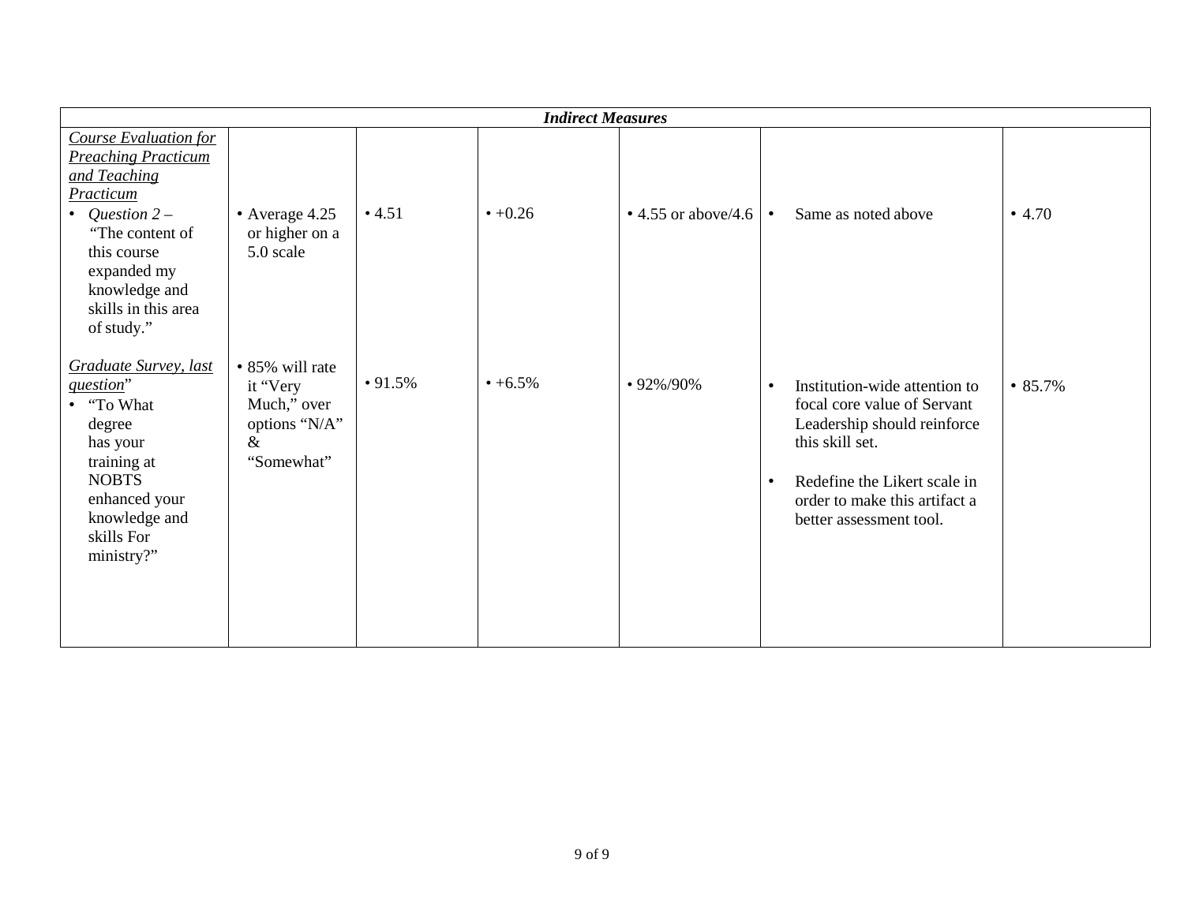| | | | | | | |
|---|---|---|---|---|---|---|
| ***Indirect Measures*** | | | | | | |
| <u>*Course Evaluation for Preaching Practicum and Teaching Practicum*</u><br>• *Question 2 – "The content of this course expanded my knowledge and skills in this area of study."* | • Average 4.25 or higher on a 5.0 scale | • 4.51 | • +0.26 | • 4.55 or above/4.6 | • Same as noted above | • 4.70 |
| <u>*Graduate Survey, last question*</u>"<br>• "To What degree has your training at NOBTS enhanced your knowledge and skills For ministry?" | • 85% will rate it "Very Much," over options "N/A" & "Somewhat" | • 91.5% | • +6.5% | • 92%/90% | • Institution-wide attention to focal core value of Servant Leadership should reinforce this skill set.<br>• Redefine the Likert scale in order to make this artifact a better assessment tool. | • 85.7% |